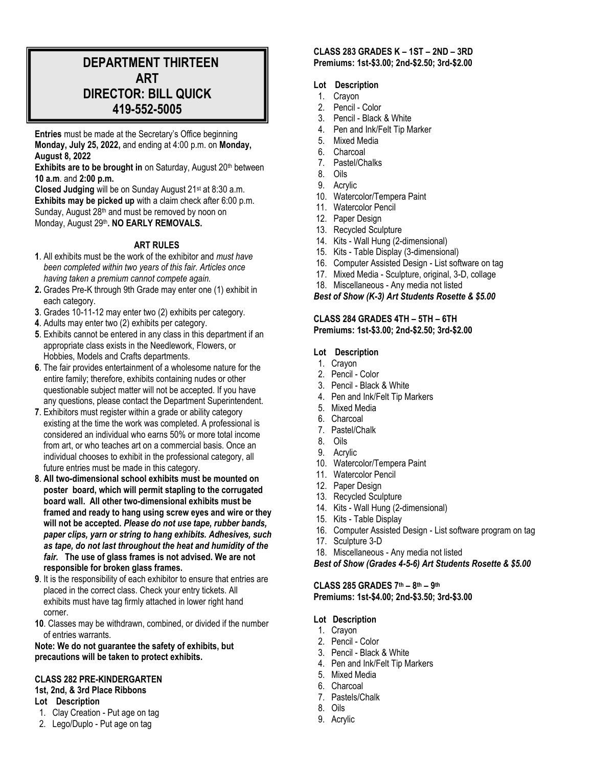# DEPARTMENT THIRTEEN
# ART
# DIRECTOR: BILL QUICK
# 419-552-5005

**Entries** must be made at the Secretary's Office beginning **Monday, July 25, 2022,** and ending at 4:00 p.m. on **Monday, August 8, 2022**

**Exhibits are to be brought in** on Saturday, August 20th between **10 a.m**. and **2:00 p.m.**

**Closed Judging** will be on Sunday August 21st at 8:30 a.m.

**Exhibits may be picked up** with a claim check after 6:00 p.m. Sunday, August 28th and must be removed by noon on Monday, August 29th**. NO EARLY REMOVALS.**

## ART RULES

**1**. All exhibits must be the work of the exhibitor and *must have been completed within two years of this fair. Articles once having taken a premium cannot compete again.*

**2.** Grades Pre-K through 9th Grade may enter one (1) exhibit in each category.

**3**. Grades 10-11-12 may enter two (2) exhibits per category.

**4**. Adults may enter two (2) exhibits per category.

**5**. Exhibits cannot be entered in any class in this department if an appropriate class exists in the Needlework, Flowers, or Hobbies, Models and Crafts departments.

**6**. The fair provides entertainment of a wholesome nature for the entire family; therefore, exhibits containing nudes or other questionable subject matter will not be accepted. If you have any questions, please contact the Department Superintendent.

**7**. Exhibitors must register within a grade or ability category existing at the time the work was completed. A professional is considered an individual who earns 50% or more total income from art, or who teaches art on a commercial basis. Once an individual chooses to exhibit in the professional category, all future entries must be made in this category.

**8**. **All two-dimensional school exhibits must be mounted on poster board, which will permit stapling to the corrugated board wall. All other two-dimensional exhibits must be framed and ready to hang using screw eyes and wire or they will not be accepted.** ***Please do not use tape, rubber bands, paper clips, yarn or string to hang exhibits. Adhesives, such as tape, do not last throughout the heat and humidity of the fair.*** **The use of glass frames is not advised. We are not responsible for broken glass frames.**

**9**. It is the responsibility of each exhibitor to ensure that entries are placed in the correct class. Check your entry tickets. All exhibits must have tag firmly attached in lower right hand corner.

**10**. Classes may be withdrawn, combined, or divided if the number of entries warrants.

**Note: We do not guarantee the safety of exhibits, but precautions will be taken to protect exhibits.**

### CLASS 282 PRE-KINDERGARTEN
**1st, 2nd, & 3rd Place Ribbons**

**Lot Description**
1. Clay Creation - Put age on tag
2. Lego/Duplo - Put age on tag

### CLASS 283 GRADES K – 1ST – 2ND – 3RD
**Premiums: 1st-$3.00; 2nd-$2.50; 3rd-$2.00**

**Lot Description**
1. Crayon
2. Pencil - Color
3. Pencil - Black & White
4. Pen and Ink/Felt Tip Marker
5. Mixed Media
6. Charcoal
7. Pastel/Chalks
8. Oils
9. Acrylic
10. Watercolor/Tempera Paint
11. Watercolor Pencil
12. Paper Design
13. Recycled Sculpture
14. Kits - Wall Hung (2-dimensional)
15. Kits - Table Display (3-dimensional)
16. Computer Assisted Design - List software on tag
17. Mixed Media - Sculpture, original, 3-D, collage
18. Miscellaneous - Any media not listed

***Best of Show (K-3) Art Students Rosette & $5.00***

### CLASS 284 GRADES 4TH – 5TH – 6TH
**Premiums: 1st-$3.00; 2nd-$2.50; 3rd-$2.00**

**Lot Description**
1. Crayon
2. Pencil - Color
3. Pencil - Black & White
4. Pen and Ink/Felt Tip Markers
5. Mixed Media
6. Charcoal
7. Pastel/Chalk
8. Oils
9. Acrylic
10. Watercolor/Tempera Paint
11. Watercolor Pencil
12. Paper Design
13. Recycled Sculpture
14. Kits - Wall Hung (2-dimensional)
15. Kits - Table Display
16. Computer Assisted Design - List software program on tag
17. Sculpture 3-D
18. Miscellaneous - Any media not listed

***Best of Show (Grades 4-5-6) Art Students Rosette & $5.00***

### CLASS 285 GRADES 7th – 8th – 9th
**Premiums: 1st-$4.00; 2nd-$3.50; 3rd-$3.00**

**Lot Description**
1. Crayon
2. Pencil - Color
3. Pencil - Black & White
4. Pen and Ink/Felt Tip Markers
5. Mixed Media
6. Charcoal
7. Pastels/Chalk
8. Oils
9. Acrylic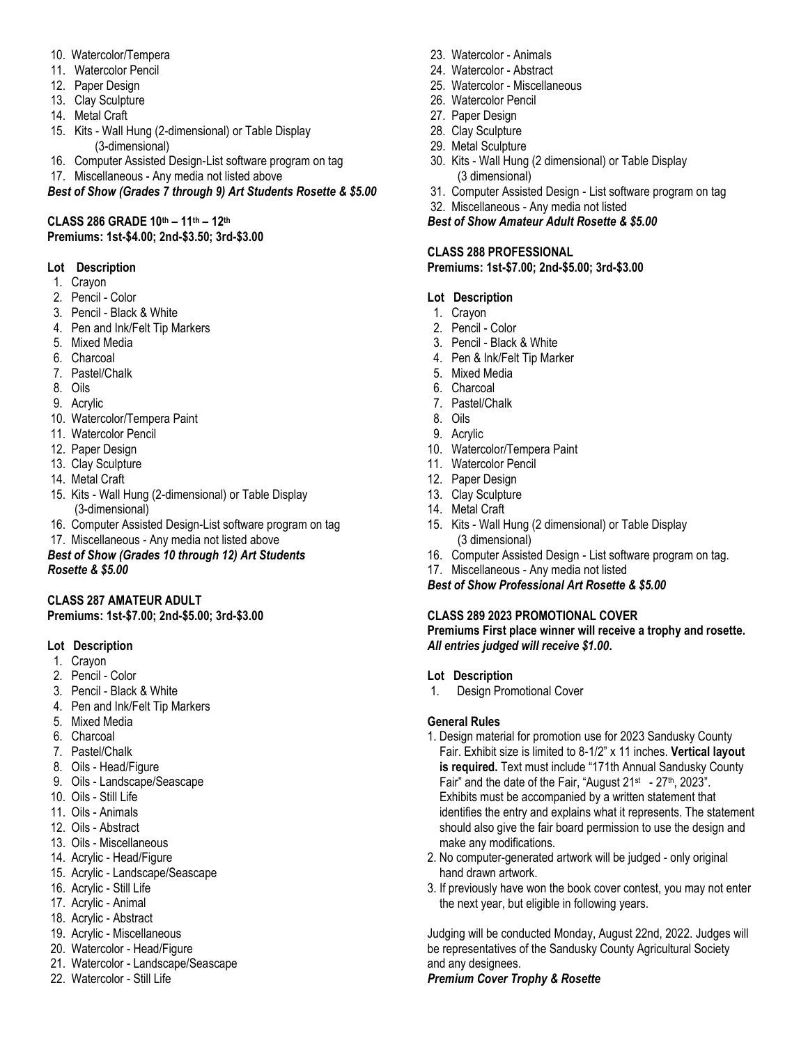10. Watercolor/Tempera
11. Watercolor Pencil
12. Paper Design
13. Clay Sculpture
14. Metal Craft
15. Kits - Wall Hung (2-dimensional) or Table Display (3-dimensional)
16. Computer Assisted Design-List software program on tag
17. Miscellaneous - Any media not listed above

***Best of Show (Grades 7 through 9) Art Students Rosette & $5.00***

**CLASS 286 GRADE 10th – 11th – 12th**
**Premiums: 1st-$4.00; 2nd-$3.50; 3rd-$3.00**

**Lot Description**

1. Crayon
2. Pencil - Color
3. Pencil - Black & White
4. Pen and Ink/Felt Tip Markers
5. Mixed Media
6. Charcoal
7. Pastel/Chalk
8. Oils
9. Acrylic
10. Watercolor/Tempera Paint
11. Watercolor Pencil
12. Paper Design
13. Clay Sculpture
14. Metal Craft
15. Kits - Wall Hung (2-dimensional) or Table Display (3-dimensional)
16. Computer Assisted Design-List software program on tag
17. Miscellaneous - Any media not listed above

***Best of Show (Grades 10 through 12) Art Students Rosette & $5.00***

**CLASS 287 AMATEUR ADULT**
**Premiums: 1st-$7.00; 2nd-$5.00; 3rd-$3.00**

**Lot Description**

1. Crayon
2. Pencil - Color
3. Pencil - Black & White
4. Pen and Ink/Felt Tip Markers
5. Mixed Media
6. Charcoal
7. Pastel/Chalk
8. Oils - Head/Figure
9. Oils - Landscape/Seascape
10. Oils - Still Life
11. Oils - Animals
12. Oils - Abstract
13. Oils - Miscellaneous
14. Acrylic - Head/Figure
15. Acrylic - Landscape/Seascape
16. Acrylic - Still Life
17. Acrylic - Animal
18. Acrylic - Abstract
19. Acrylic - Miscellaneous
20. Watercolor - Head/Figure
21. Watercolor - Landscape/Seascape
22. Watercolor - Still Life
23. Watercolor - Animals
24. Watercolor - Abstract
25. Watercolor - Miscellaneous
26. Watercolor Pencil
27. Paper Design
28. Clay Sculpture
29. Metal Sculpture
30. Kits - Wall Hung (2 dimensional) or Table Display (3 dimensional)
31. Computer Assisted Design - List software program on tag
32. Miscellaneous - Any media not listed

***Best of Show Amateur Adult Rosette & $5.00***

**CLASS 288 PROFESSIONAL**
**Premiums: 1st-$7.00; 2nd-$5.00; 3rd-$3.00**

**Lot Description**

1. Crayon
2. Pencil - Color
3. Pencil - Black & White
4. Pen & Ink/Felt Tip Marker
5. Mixed Media
6. Charcoal
7. Pastel/Chalk
8. Oils
9. Acrylic
10. Watercolor/Tempera Paint
11. Watercolor Pencil
12. Paper Design
13. Clay Sculpture
14. Metal Craft
15. Kits - Wall Hung (2 dimensional) or Table Display (3 dimensional)
16. Computer Assisted Design - List software program on tag.
17. Miscellaneous - Any media not listed

***Best of Show Professional Art Rosette & $5.00***

**CLASS 289 2023 PROMOTIONAL COVER**
**Premiums First place winner will receive a trophy and rosette.**
***All entries judged will receive $1.00.***

**Lot Description**

1. Design Promotional Cover

**General Rules**

1. Design material for promotion use for 2023 Sandusky County Fair. Exhibit size is limited to 8-1/2" x 11 inches. **Vertical layout is required.** Text must include "171th Annual Sandusky County Fair" and the date of the Fair, "August 21st - 27th, 2023". Exhibits must be accompanied by a written statement that identifies the entry and explains what it represents. The statement should also give the fair board permission to use the design and make any modifications.
2. No computer-generated artwork will be judged - only original hand drawn artwork.
3. If previously have won the book cover contest, you may not enter the next year, but eligible in following years.

Judging will be conducted Monday, August 22nd, 2022. Judges will be representatives of the Sandusky County Agricultural Society and any designees.

***Premium Cover Trophy & Rosette***